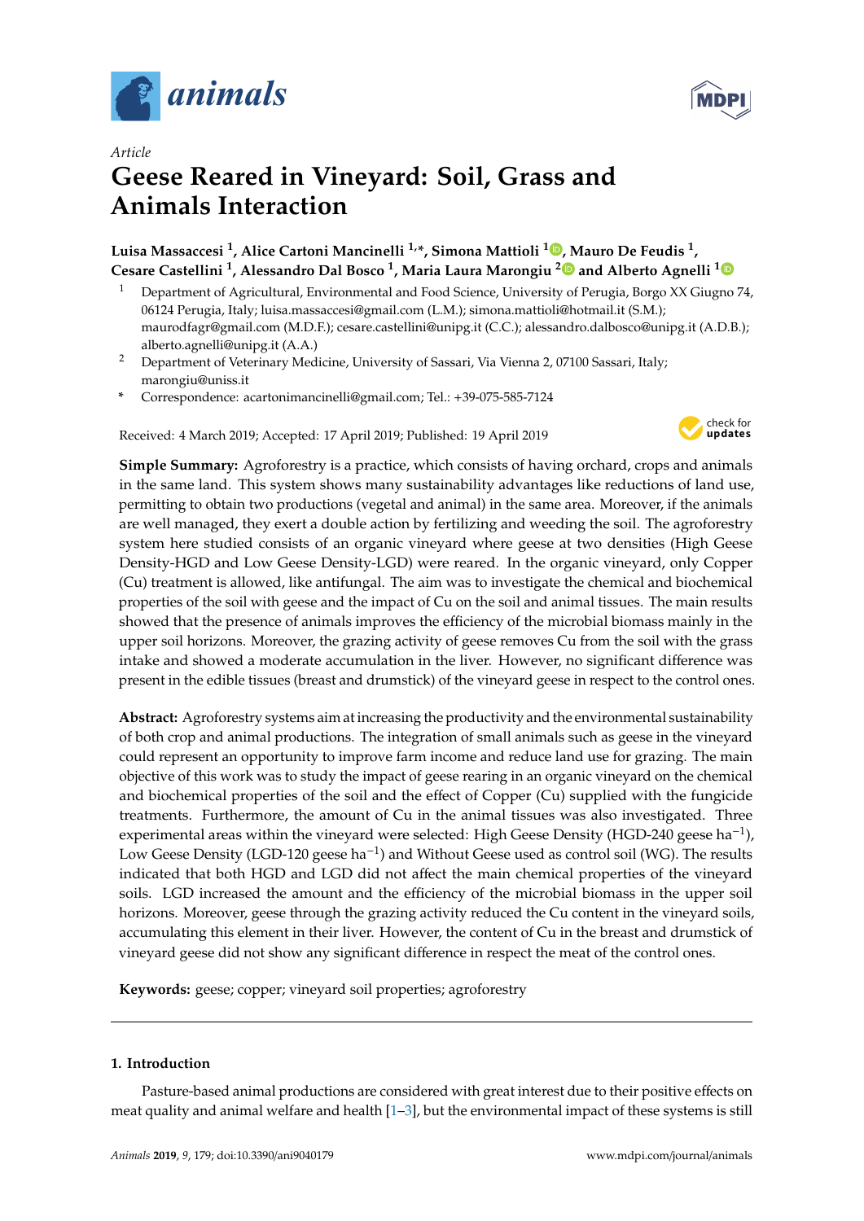*Article*

# Geese Reared in Vineyard: Soil, Grass and Animals Interaction

**Luisa Massaccesi [1], Alice Cartoni Mancinelli [1,*], Simona Mattioli [1], Mauro De Feudis [1], Cesare Castellini [1], Alessandro Dal Bosco [1], Maria Laura Marongiu [2] and Alberto Agnelli [1]**

[1] Department of Agricultural, Environmental and Food Science, University of Perugia, Borgo XX Giugno 74, 06124 Perugia, Italy; luisa.massaccesi@gmail.com (L.M.); simona.mattioli@hotmail.it (S.M.); maurodfagr@gmail.com (M.D.F.); cesare.castellini@unipg.it (C.C.); alessandro.dalbosco@unipg.it (A.D.B.); alberto.agnelli@unipg.it (A.A.)

[2] Department of Veterinary Medicine, University of Sassari, Via Vienna 2, 07100 Sassari, Italy; marongiu@uniss.it

\* Correspondence: acartonimancinelli@gmail.com; Tel.: +39-075-585-7124

Received: 4 March 2019; Accepted: 17 April 2019; Published: 19 April 2019

**Simple Summary:** Agroforestry is a practice, which consists of having orchard, crops and animals in the same land. This system shows many sustainability advantages like reductions of land use, permitting to obtain two productions (vegetal and animal) in the same area. Moreover, if the animals are well managed, they exert a double action by fertilizing and weeding the soil. The agroforestry system here studied consists of an organic vineyard where geese at two densities (High Geese Density-HGD and Low Geese Density-LGD) were reared. In the organic vineyard, only Copper (Cu) treatment is allowed, like antifungal. The aim was to investigate the chemical and biochemical properties of the soil with geese and the impact of Cu on the soil and animal tissues. The main results showed that the presence of animals improves the efficiency of the microbial biomass mainly in the upper soil horizons. Moreover, the grazing activity of geese removes Cu from the soil with the grass intake and showed a moderate accumulation in the liver. However, no significant difference was present in the edible tissues (breast and drumstick) of the vineyard geese in respect to the control ones.

**Abstract:** Agroforestry systems aim at increasing the productivity and the environmental sustainability of both crop and animal productions. The integration of small animals such as geese in the vineyard could represent an opportunity to improve farm income and reduce land use for grazing. The main objective of this work was to study the impact of geese rearing in an organic vineyard on the chemical and biochemical properties of the soil and the effect of Copper (Cu) supplied with the fungicide treatments. Furthermore, the amount of Cu in the animal tissues was also investigated. Three experimental areas within the vineyard were selected: High Geese Density (HGD-240 geese ha$^{-1}$), Low Geese Density (LGD-120 geese ha$^{-1}$) and Without Geese used as control soil (WG). The results indicated that both HGD and LGD did not affect the main chemical properties of the vineyard soils. LGD increased the amount and the efficiency of the microbial biomass in the upper soil horizons. Moreover, geese through the grazing activity reduced the Cu content in the vineyard soils, accumulating this element in their liver. However, the content of Cu in the breast and drumstick of vineyard geese did not show any significant difference in respect the meat of the control ones.

**Keywords:** geese; copper; vineyard soil properties; agroforestry

## 1. Introduction

Pasture-based animal productions are considered with great interest due to their positive effects on meat quality and animal welfare and health [1–3], but the environmental impact of these systems is still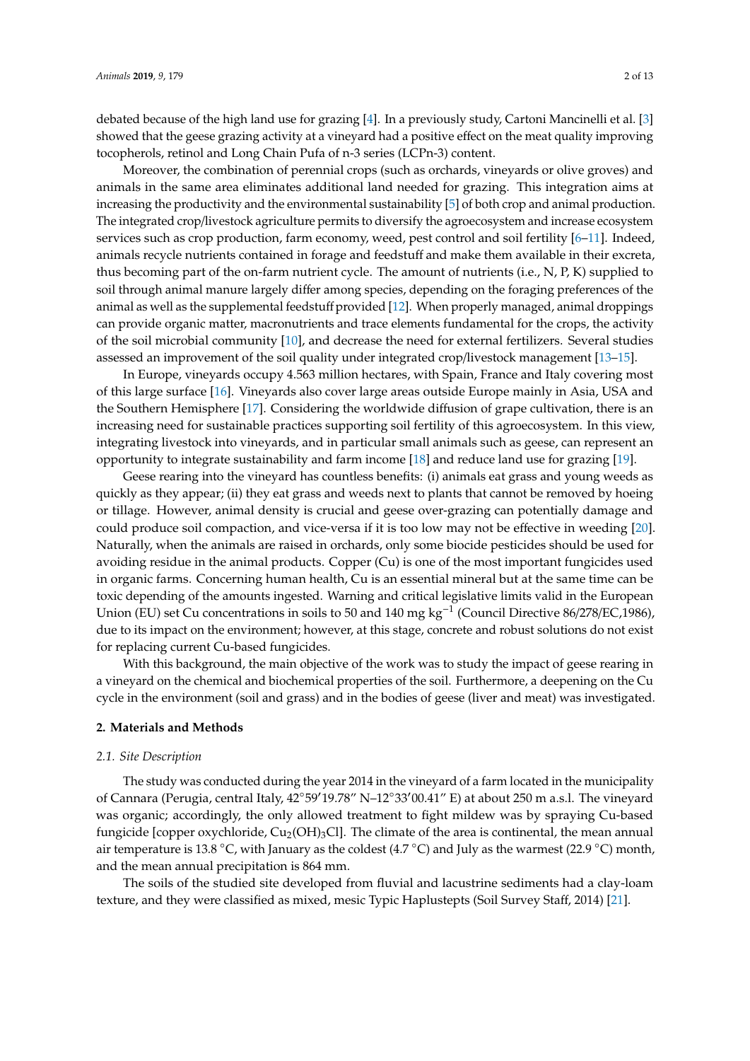debated because of the high land use for grazing [4]. In a previously study, Cartoni Mancinelli et al. [3] showed that the geese grazing activity at a vineyard had a positive effect on the meat quality improving tocopherols, retinol and Long Chain Pufa of n-3 series (LCPn-3) content.

Moreover, the combination of perennial crops (such as orchards, vineyards or olive groves) and animals in the same area eliminates additional land needed for grazing. This integration aims at increasing the productivity and the environmental sustainability [5] of both crop and animal production. The integrated crop/livestock agriculture permits to diversify the agroecosystem and increase ecosystem services such as crop production, farm economy, weed, pest control and soil fertility [6–11]. Indeed, animals recycle nutrients contained in forage and feedstuff and make them available in their excreta, thus becoming part of the on-farm nutrient cycle. The amount of nutrients (i.e., N, P, K) supplied to soil through animal manure largely differ among species, depending on the foraging preferences of the animal as well as the supplemental feedstuff provided [12]. When properly managed, animal droppings can provide organic matter, macronutrients and trace elements fundamental for the crops, the activity of the soil microbial community [10], and decrease the need for external fertilizers. Several studies assessed an improvement of the soil quality under integrated crop/livestock management [13–15].

In Europe, vineyards occupy 4.563 million hectares, with Spain, France and Italy covering most of this large surface [16]. Vineyards also cover large areas outside Europe mainly in Asia, USA and the Southern Hemisphere [17]. Considering the worldwide diffusion of grape cultivation, there is an increasing need for sustainable practices supporting soil fertility of this agroecosystem. In this view, integrating livestock into vineyards, and in particular small animals such as geese, can represent an opportunity to integrate sustainability and farm income [18] and reduce land use for grazing [19].

Geese rearing into the vineyard has countless benefits: (i) animals eat grass and young weeds as quickly as they appear; (ii) they eat grass and weeds next to plants that cannot be removed by hoeing or tillage. However, animal density is crucial and geese over-grazing can potentially damage and could produce soil compaction, and vice-versa if it is too low may not be effective in weeding [20]. Naturally, when the animals are raised in orchards, only some biocide pesticides should be used for avoiding residue in the animal products. Copper (Cu) is one of the most important fungicides used in organic farms. Concerning human health, Cu is an essential mineral but at the same time can be toxic depending of the amounts ingested. Warning and critical legislative limits valid in the European Union (EU) set Cu concentrations in soils to 50 and 140 mg $kg^{-1}$ (Council Directive 86/278/EC,1986), due to its impact on the environment; however, at this stage, concrete and robust solutions do not exist for replacing current Cu-based fungicides.

With this background, the main objective of the work was to study the impact of geese rearing in a vineyard on the chemical and biochemical properties of the soil. Furthermore, a deepening on the Cu cycle in the environment (soil and grass) and in the bodies of geese (liver and meat) was investigated.

## 2. Materials and Methods

### 2.1. Site Description

The study was conducted during the year 2014 in the vineyard of a farm located in the municipality of Cannara (Perugia, central Italy, 42°59′19.78″ N–12°33′00.41″ E) at about 250 m a.s.l. The vineyard was organic; accordingly, the only allowed treatment to fight mildew was by spraying Cu-based fungicide [copper oxychloride, $Cu_2(OH)_3Cl$]. The climate of the area is continental, the mean annual air temperature is 13.8 °C, with January as the coldest (4.7 °C) and July as the warmest (22.9 °C) month, and the mean annual precipitation is 864 mm.

The soils of the studied site developed from fluvial and lacustrine sediments had a clay-loam texture, and they were classified as mixed, mesic Typic Haplustepts (Soil Survey Staff, 2014) [21].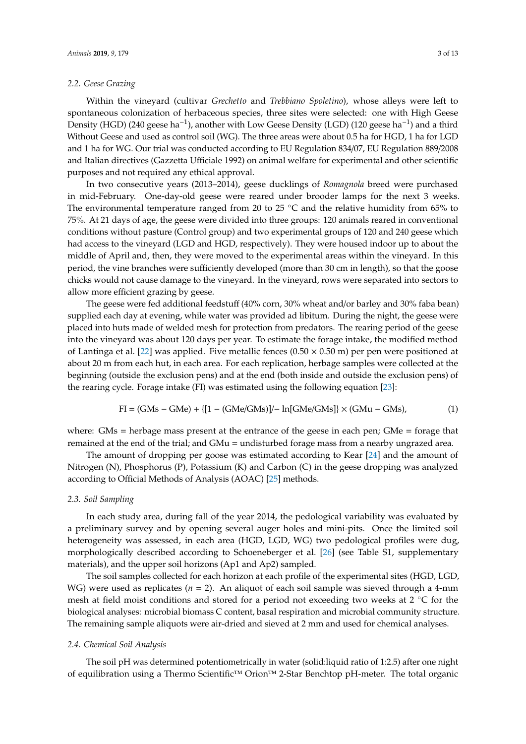### 2.2. Geese Grazing

Within the vineyard (cultivar *Grechetto* and *Trebbiano Spoletino*), whose alleys were left to spontaneous colonization of herbaceous species, three sites were selected: one with High Geese Density (HGD) (240 geese $ha^{-1}$), another with Low Geese Density (LGD) (120 geese $ha^{-1}$) and a third Without Geese and used as control soil (WG). The three areas were about 0.5 ha for HGD, 1 ha for LGD and 1 ha for WG. Our trial was conducted according to EU Regulation 834/07, EU Regulation 889/2008 and Italian directives (Gazzetta Ufficiale 1992) on animal welfare for experimental and other scientific purposes and not required any ethical approval.

In two consecutive years (2013–2014), geese ducklings of *Romagnola* breed were purchased in mid-February. One-day-old geese were reared under brooder lamps for the next 3 weeks. The environmental temperature ranged from 20 to 25 °C and the relative humidity from 65% to 75%. At 21 days of age, the geese were divided into three groups: 120 animals reared in conventional conditions without pasture (Control group) and two experimental groups of 120 and 240 geese which had access to the vineyard (LGD and HGD, respectively). They were housed indoor up to about the middle of April and, then, they were moved to the experimental areas within the vineyard. In this period, the vine branches were sufficiently developed (more than 30 cm in length), so that the goose chicks would not cause damage to the vineyard. In the vineyard, rows were separated into sectors to allow more efficient grazing by geese.

The geese were fed additional feedstuff (40% corn, 30% wheat and/or barley and 30% faba bean) supplied each day at evening, while water was provided ad libitum. During the night, the geese were placed into huts made of welded mesh for protection from predators. The rearing period of the geese into the vineyard was about 120 days per year. To estimate the forage intake, the modified method of Lantinga et al. [22] was applied. Five metallic fences (0.50 × 0.50 m) per pen were positioned at about 20 m from each hut, in each area. For each replication, herbage samples were collected at the beginning (outside the exclusion pens) and at the end (both inside and outside the exclusion pens) of the rearing cycle. Forage intake (FI) was estimated using the following equation [23]:

$$FI = (GMs - GMe) + \{[1 - (GMe/GMs)]/- \ln[GMe/GMs]\} \times (GMu - GMs), \quad (1)$$

where: GMs = herbage mass present at the entrance of the geese in each pen; GMe = forage that remained at the end of the trial; and GMu = undisturbed forage mass from a nearby ungrazed area.

The amount of dropping per goose was estimated according to Kear [24] and the amount of Nitrogen (N), Phosphorus (P), Potassium (K) and Carbon (C) in the geese dropping was analyzed according to Official Methods of Analysis (AOAC) [25] methods.

### 2.3. Soil Sampling

In each study area, during fall of the year 2014, the pedological variability was evaluated by a preliminary survey and by opening several auger holes and mini-pits. Once the limited soil heterogeneity was assessed, in each area (HGD, LGD, WG) two pedological profiles were dug, morphologically described according to Schoeneberger et al. [26] (see Table S1, supplementary materials), and the upper soil horizons (Ap1 and Ap2) sampled.

The soil samples collected for each horizon at each profile of the experimental sites (HGD, LGD, WG) were used as replicates ($n = 2$). An aliquot of each soil sample was sieved through a 4-mm mesh at field moist conditions and stored for a period not exceeding two weeks at 2 °C for the biological analyses: microbial biomass C content, basal respiration and microbial community structure. The remaining sample aliquots were air-dried and sieved at 2 mm and used for chemical analyses.

### 2.4. Chemical Soil Analysis

The soil pH was determined potentiometrically in water (solid:liquid ratio of 1:2.5) after one night of equilibration using a Thermo Scientific™ Orion™ 2-Star Benchtop pH-meter. The total organic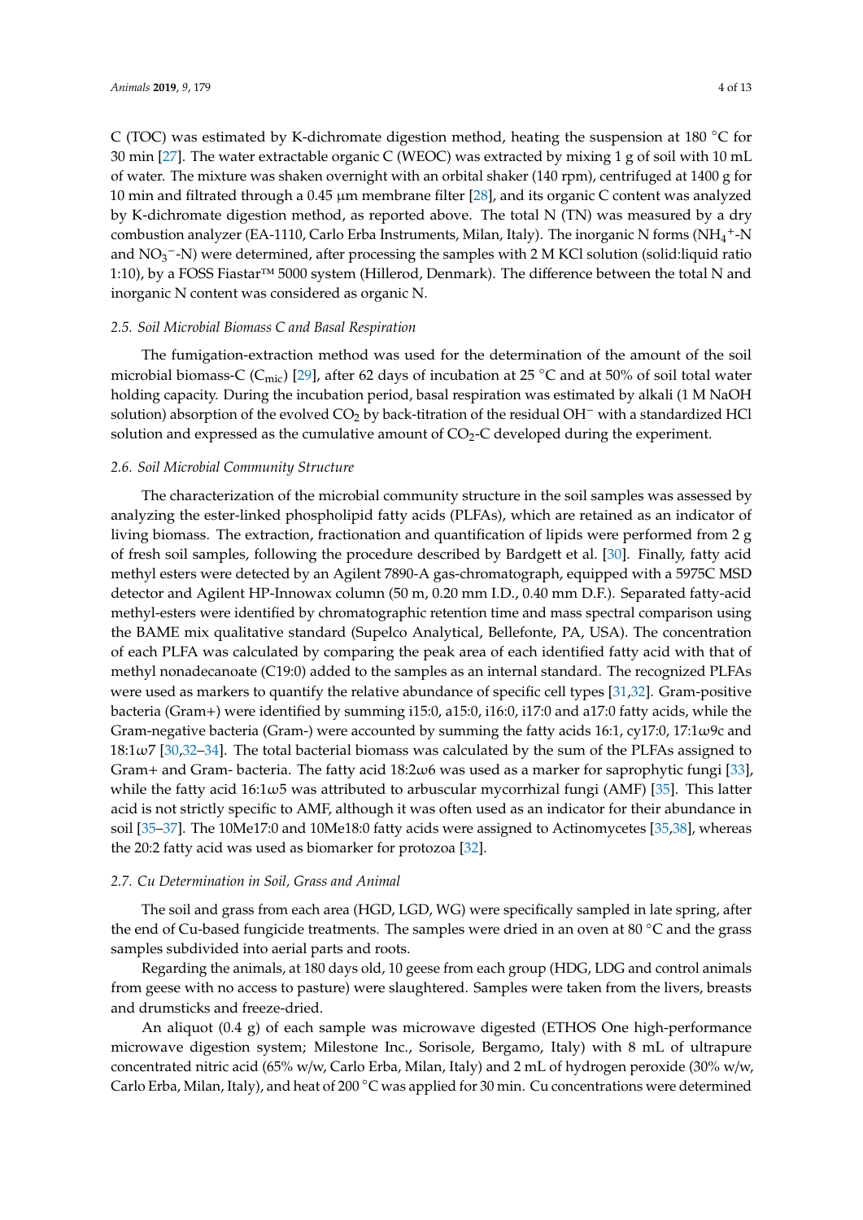C (TOC) was estimated by K-dichromate digestion method, heating the suspension at 180 °C for 30 min [27]. The water extractable organic C (WEOC) was extracted by mixing 1 g of soil with 10 mL of water. The mixture was shaken overnight with an orbital shaker (140 rpm), centrifuged at 1400 g for 10 min and filtrated through a 0.45 μm membrane filter [28], and its organic C content was analyzed by K-dichromate digestion method, as reported above. The total N (TN) was measured by a dry combustion analyzer (EA-1110, Carlo Erba Instruments, Milan, Italy). The inorganic N forms ($NH_4^+$-N and $NO_3^-$-N) were determined, after processing the samples with 2 M KCl solution (solid:liquid ratio 1:10), by a FOSS Fiastar™ 5000 system (Hillerod, Denmark). The difference between the total N and inorganic N content was considered as organic N.

### 2.5. Soil Microbial Biomass C and Basal Respiration

The fumigation-extraction method was used for the determination of the amount of the soil microbial biomass-C ($C_{mic}$) [29], after 62 days of incubation at 25 °C and at 50% of soil total water holding capacity. During the incubation period, basal respiration was estimated by alkali (1 M NaOH solution) absorption of the evolved $CO_2$ by back-titration of the residual $OH^-$ with a standardized HCl solution and expressed as the cumulative amount of $CO_2$-C developed during the experiment.

### 2.6. Soil Microbial Community Structure

The characterization of the microbial community structure in the soil samples was assessed by analyzing the ester-linked phospholipid fatty acids (PLFAs), which are retained as an indicator of living biomass. The extraction, fractionation and quantification of lipids were performed from 2 g of fresh soil samples, following the procedure described by Bardgett et al. [30]. Finally, fatty acid methyl esters were detected by an Agilent 7890-A gas-chromatograph, equipped with a 5975C MSD detector and Agilent HP-Innowax column (50 m, 0.20 mm I.D., 0.40 mm D.F.). Separated fatty-acid methyl-esters were identified by chromatographic retention time and mass spectral comparison using the BAME mix qualitative standard (Supelco Analytical, Bellefonte, PA, USA). The concentration of each PLFA was calculated by comparing the peak area of each identified fatty acid with that of methyl nonadecanoate (C19:0) added to the samples as an internal standard. The recognized PLFAs were used as markers to quantify the relative abundance of specific cell types [31,32]. Gram-positive bacteria (Gram+) were identified by summing i15:0, a15:0, i16:0, i17:0 and a17:0 fatty acids, while the Gram-negative bacteria (Gram-) were accounted by summing the fatty acids 16:1, cy17:0, 17:1ω9c and 18:1ω7 [30,32–34]. The total bacterial biomass was calculated by the sum of the PLFAs assigned to Gram+ and Gram- bacteria. The fatty acid 18:2ω6 was used as a marker for saprophytic fungi [33], while the fatty acid 16:1ω5 was attributed to arbuscular mycorrhizal fungi (AMF) [35]. This latter acid is not strictly specific to AMF, although it was often used as an indicator for their abundance in soil [35–37]. The 10Me17:0 and 10Me18:0 fatty acids were assigned to Actinomycetes [35,38], whereas the 20:2 fatty acid was used as biomarker for protozoa [32].

### 2.7. Cu Determination in Soil, Grass and Animal

The soil and grass from each area (HGD, LGD, WG) were specifically sampled in late spring, after the end of Cu-based fungicide treatments. The samples were dried in an oven at 80 °C and the grass samples subdivided into aerial parts and roots.

Regarding the animals, at 180 days old, 10 geese from each group (HDG, LDG and control animals from geese with no access to pasture) were slaughtered. Samples were taken from the livers, breasts and drumsticks and freeze-dried.

An aliquot (0.4 g) of each sample was microwave digested (ETHOS One high-performance microwave digestion system; Milestone Inc., Sorisole, Bergamo, Italy) with 8 mL of ultrapure concentrated nitric acid (65% w/w, Carlo Erba, Milan, Italy) and 2 mL of hydrogen peroxide (30% w/w, Carlo Erba, Milan, Italy), and heat of 200 °C was applied for 30 min. Cu concentrations were determined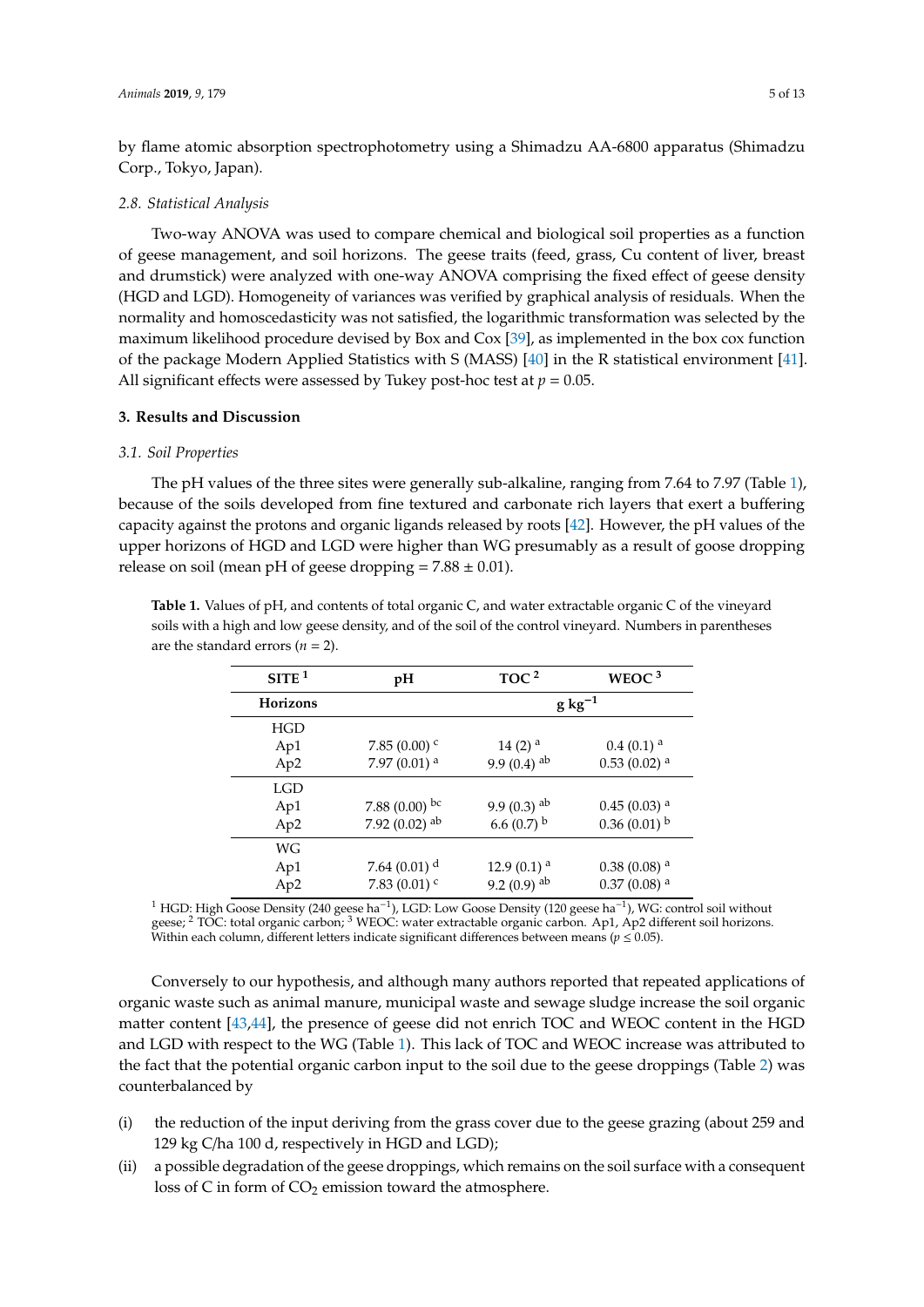by flame atomic absorption spectrophotometry using a Shimadzu AA-6800 apparatus (Shimadzu Corp., Tokyo, Japan).

### *2.8. Statistical Analysis*

Two-way ANOVA was used to compare chemical and biological soil properties as a function of geese management, and soil horizons. The geese traits (feed, grass, Cu content of liver, breast and drumstick) were analyzed with one-way ANOVA comprising the fixed effect of geese density (HGD and LGD). Homogeneity of variances was verified by graphical analysis of residuals. When the normality and homoscedasticity was not satisfied, the logarithmic transformation was selected by the maximum likelihood procedure devised by Box and Cox [39], as implemented in the box cox function of the package Modern Applied Statistics with S (MASS) [40] in the R statistical environment [41]. All significant effects were assessed by Tukey post-hoc test at $p = 0.05$.

## **3. Results and Discussion**

### *3.1. Soil Properties*

The pH values of the three sites were generally sub-alkaline, ranging from 7.64 to 7.97 (Table 1), because of the soils developed from fine textured and carbonate rich layers that exert a buffering capacity against the protons and organic ligands released by roots [42]. However, the pH values of the upper horizons of HGD and LGD were higher than WG presumably as a result of goose dropping release on soil (mean pH of geese dropping = 7.88 ± 0.01).

**Table 1.** Values of pH, and contents of total organic C, and water extractable organic C of the vineyard soils with a high and low geese density, and of the soil of the control vineyard. Numbers in parentheses are the standard errors ($n = 2$).

| SITE [1] | pH | TOC [2] | WEOC [3] |
|---|---|---|---|
| **Horizons** | | $g\ kg^{-1}$ | |
| HGD | | | |
| Ap1 | 7.85 (0.00) $^{c}$ | 14 (2) $^{a}$ | 0.4 (0.1) $^{a}$ |
| Ap2 | 7.97 (0.01) $^{a}$ | 9.9 (0.4) $^{ab}$ | 0.53 (0.02) $^{a}$ |
| LGD | | | |
| Ap1 | 7.88 (0.00) $^{bc}$ | 9.9 (0.3) $^{ab}$ | 0.45 (0.03) $^{a}$ |
| Ap2 | 7.92 (0.02) $^{ab}$ | 6.6 (0.7) $^{b}$ | 0.36 (0.01) $^{b}$ |
| WG | | | |
| Ap1 | 7.64 (0.01) $^{d}$ | 12.9 (0.1) $^{a}$ | 0.38 (0.08) $^{a}$ |
| Ap2 | 7.83 (0.01) $^{c}$ | 9.2 (0.9) $^{ab}$ | 0.37 (0.08) $^{a}$ |

[1] HGD: High Goose Density (240 geese $ha^{-1}$), LGD: Low Goose Density (120 geese $ha^{-1}$), WG: control soil without geese; [2] TOC: total organic carbon; [3] WEOC: water extractable organic carbon. Ap1, Ap2 different soil horizons. Within each column, different letters indicate significant differences between means ($p \leq 0.05$).

Conversely to our hypothesis, and although many authors reported that repeated applications of organic waste such as animal manure, municipal waste and sewage sludge increase the soil organic matter content [43,44], the presence of geese did not enrich TOC and WEOC content in the HGD and LGD with respect to the WG (Table 1). This lack of TOC and WEOC increase was attributed to the fact that the potential organic carbon input to the soil due to the geese droppings (Table 2) was counterbalanced by

(i) the reduction of the input deriving from the grass cover due to the geese grazing (about 259 and 129 kg C/ha 100 d, respectively in HGD and LGD);
(ii) a possible degradation of the geese droppings, which remains on the soil surface with a consequent loss of C in form of $CO_2$ emission toward the atmosphere.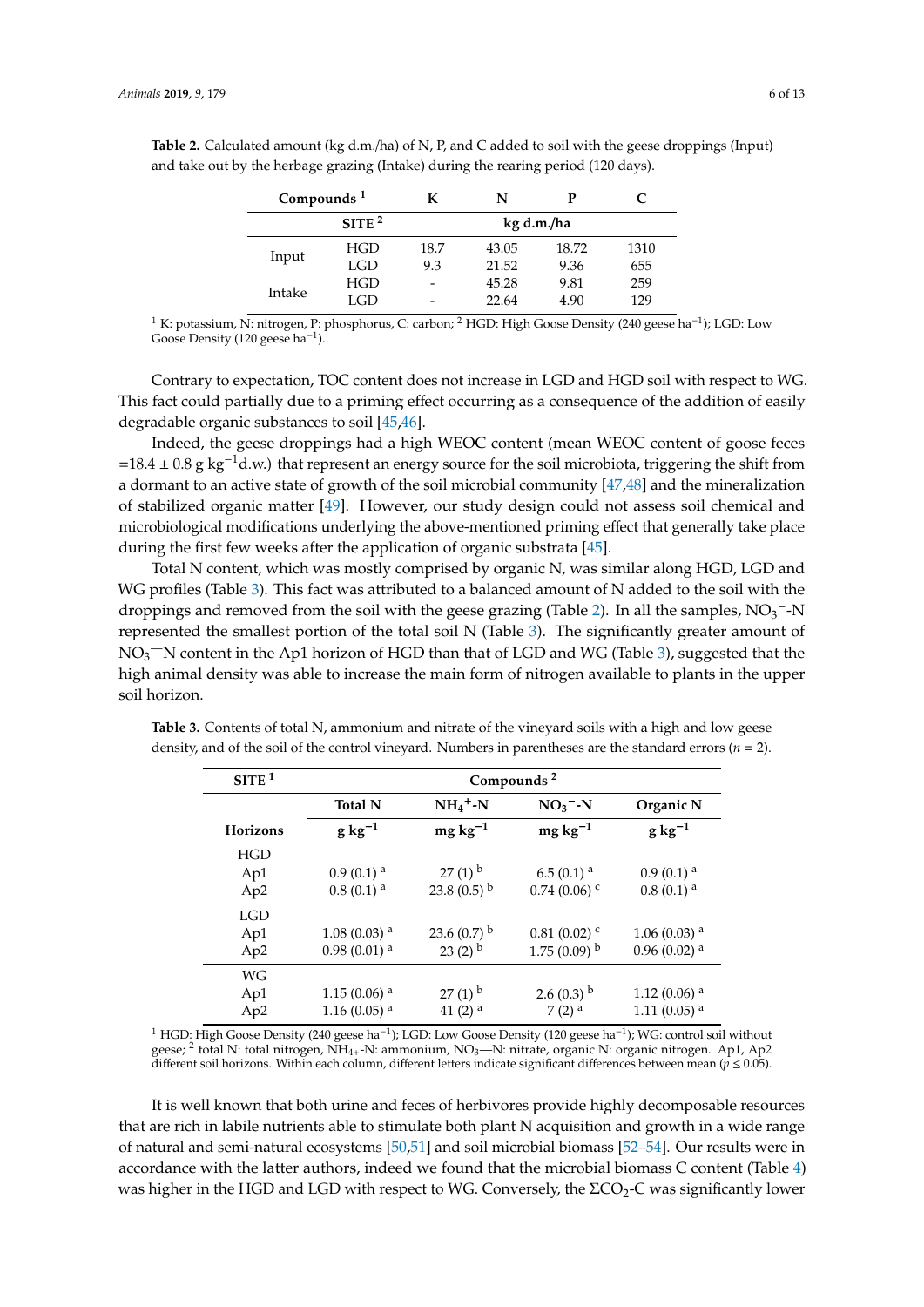**Table 2.** Calculated amount (kg d.m./ha) of N, P, and C added to soil with the geese droppings (Input) and take out by the herbage grazing (Intake) during the rearing period (120 days).

| Compounds [1] | | K | N | P | C |
|---|---|---|---|---|---|
| | SITE [2] | kg d.m./ha | | | |
| Input | HGD | 18.7 | 43.05 | 18.72 | 1310 |
| | LGD | 9.3 | 21.52 | 9.36 | 655 |
| Intake | HGD | - | 45.28 | 9.81 | 259 |
| | LGD | - | 22.64 | 4.90 | 129 |

[1] K: potassium, N: nitrogen, P: phosphorus, C: carbon; [2] HGD: High Goose Density (240 geese $ha^{-1}$); LGD: Low Goose Density (120 geese $ha^{-1}$).

Contrary to expectation, TOC content does not increase in LGD and HGD soil with respect to WG. This fact could partially due to a priming effect occurring as a consequence of the addition of easily degradable organic substances to soil [45,46].

Indeed, the geese droppings had a high WEOC content (mean WEOC content of goose feces $= 18.4 \pm 0.8$ g $kg^{-1}$d.w.) that represent an energy source for the soil microbiota, triggering the shift from a dormant to an active state of growth of the soil microbial community [47,48] and the mineralization of stabilized organic matter [49]. However, our study design could not assess soil chemical and microbiological modifications underlying the above-mentioned priming effect that generally take place during the first few weeks after the application of organic substrata [45].

Total N content, which was mostly comprised by organic N, was similar along HGD, LGD and WG profiles (Table 3). This fact was attributed to a balanced amount of N added to the soil with the droppings and removed from the soil with the geese grazing (Table 2). In all the samples, $NO_3^-$-N represented the smallest portion of the total soil N (Table 3). The significantly greater amount of $NO_3^-$N content in the Ap1 horizon of HGD than that of LGD and WG (Table 3), suggested that the high animal density was able to increase the main form of nitrogen available to plants in the upper soil horizon.

**Table 3.** Contents of total N, ammonium and nitrate of the vineyard soils with a high and low geese density, and of the soil of the control vineyard. Numbers in parentheses are the standard errors ($n = 2$).

| SITE [1] | Compounds [2] | | | |
|---|---|---|---|---|
| | Total N | $NH_4^+$-N | $NO_3^-$-N | Organic N |
| Horizons | g $kg^{-1}$ | mg $kg^{-1}$ | mg $kg^{-1}$ | g $kg^{-1}$ |
| HGD | | | | |
| Ap1 | 0.9 (0.1) $^a$ | 27 (1) $^b$ | 6.5 (0.1) $^a$ | 0.9 (0.1) $^a$ |
| Ap2 | 0.8 (0.1) $^a$ | 23.8 (0.5) $^b$ | 0.74 (0.06) $^c$ | 0.8 (0.1) $^a$ |
| LGD | | | | |
| Ap1 | 1.08 (0.03) $^a$ | 23.6 (0.7) $^b$ | 0.81 (0.02) $^c$ | 1.06 (0.03) $^a$ |
| Ap2 | 0.98 (0.01) $^a$ | 23 (2) $^b$ | 1.75 (0.09) $^b$ | 0.96 (0.02) $^a$ |
| WG | | | | |
| Ap1 | 1.15 (0.06) $^a$ | 27 (1) $^b$ | 2.6 (0.3) $^b$ | 1.12 (0.06) $^a$ |
| Ap2 | 1.16 (0.05) $^a$ | 41 (2) $^a$ | 7 (2) $^a$ | 1.11 (0.05) $^a$ |

[1] HGD: High Goose Density (240 geese $ha^{-1}$); LGD: Low Goose Density (120 geese $ha^{-1}$); WG: control soil without geese; [2] total N: total nitrogen, $NH_{4+}$-N: ammonium, $NO_3$—N: nitrate, organic N: organic nitrogen. Ap1, Ap2 different soil horizons. Within each column, different letters indicate significant differences between mean ($p \leq 0.05$).

It is well known that both urine and feces of herbivores provide highly decomposable resources that are rich in labile nutrients able to stimulate both plant N acquisition and growth in a wide range of natural and semi-natural ecosystems [50,51] and soil microbial biomass [52–54]. Our results were in accordance with the latter authors, indeed we found that the microbial biomass C content (Table 4) was higher in the HGD and LGD with respect to WG. Conversely, the $\Sigma CO_2$-C was significantly lower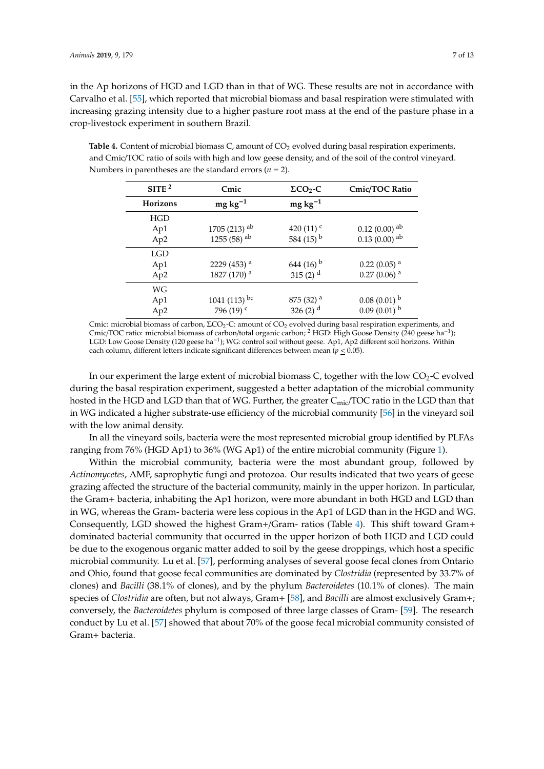in the Ap horizons of HGD and LGD than in that of WG. These results are not in accordance with Carvalho et al. [55], which reported that microbial biomass and basal respiration were stimulated with increasing grazing intensity due to a higher pasture root mass at the end of the pasture phase in a crop-livestock experiment in southern Brazil.

**Table 4.** Content of microbial biomass C, amount of $CO_2$ evolved during basal respiration experiments, and Cmic/TOC ratio of soils with high and low geese density, and of the soil of the control vineyard. Numbers in parentheses are the standard errors ($n = 2$).

| SITE [2] | Cmic | $\Sigma CO_2$-C | Cmic/TOC Ratio |
|---|---|---|---|
| **Horizons** | **mg kg$^{-1}$** | **mg kg$^{-1}$** | |
| HGD | | | |
| Ap1 | 1705 (213) $^{ab}$ | 420 (11) $^{c}$ | 0.12 (0.00) $^{ab}$ |
| Ap2 | 1255 (58) $^{ab}$ | 584 (15) $^{b}$ | 0.13 (0.00) $^{ab}$ |
| LGD | | | |
| Ap1 | 2229 (453) $^{a}$ | 644 (16) $^{b}$ | 0.22 (0.05) $^{a}$ |
| Ap2 | 1827 (170) $^{a}$ | 315 (2) $^{d}$ | 0.27 (0.06) $^{a}$ |
| WG | | | |
| Ap1 | 1041 (113) $^{bc}$ | 875 (32) $^{a}$ | 0.08 (0.01) $^{b}$ |
| Ap2 | 796 (19) $^{c}$ | 326 (2) $^{d}$ | 0.09 (0.01) $^{b}$ |

Cmic: microbial biomass of carbon, $\Sigma CO_2$-C: amount of $CO_2$ evolved during basal respiration experiments, and Cmic/TOC ratio: microbial biomass of carbon/total organic carbon; [2] HGD: High Goose Density (240 geese ha$^{-1}$); LGD: Low Goose Density (120 geese ha$^{-1}$); WG: control soil without geese. Ap1, Ap2 different soil horizons. Within each column, different letters indicate significant differences between mean ($p \leq 0.05$).

In our experiment the large extent of microbial biomass C, together with the low $CO_2$-C evolved during the basal respiration experiment, suggested a better adaptation of the microbial community hosted in the HGD and LGD than that of WG. Further, the greater $C_{mic}$/TOC ratio in the LGD than that in WG indicated a higher substrate-use efficiency of the microbial community [56] in the vineyard soil with the low animal density.

In all the vineyard soils, bacteria were the most represented microbial group identified by PLFAs ranging from 76% (HGD Ap1) to 36% (WG Ap1) of the entire microbial community (Figure 1).

Within the microbial community, bacteria were the most abundant group, followed by *Actinomycetes*, AMF, saprophytic fungi and protozoa. Our results indicated that two years of geese grazing affected the structure of the bacterial community, mainly in the upper horizon. In particular, the Gram+ bacteria, inhabiting the Ap1 horizon, were more abundant in both HGD and LGD than in WG, whereas the Gram- bacteria were less copious in the Ap1 of LGD than in the HGD and WG. Consequently, LGD showed the highest Gram+/Gram- ratios (Table 4). This shift toward Gram+ dominated bacterial community that occurred in the upper horizon of both HGD and LGD could be due to the exogenous organic matter added to soil by the geese droppings, which host a specific microbial community. Lu et al. [57], performing analyses of several goose fecal clones from Ontario and Ohio, found that goose fecal communities are dominated by *Clostridia* (represented by 33.7% of clones) and *Bacilli* (38.1% of clones), and by the phylum *Bacteroidetes* (10.1% of clones). The main species of *Clostridia* are often, but not always, Gram+ [58], and *Bacilli* are almost exclusively Gram+; conversely, the *Bacteroidetes* phylum is composed of three large classes of Gram- [59]. The research conduct by Lu et al. [57] showed that about 70% of the goose fecal microbial community consisted of Gram+ bacteria.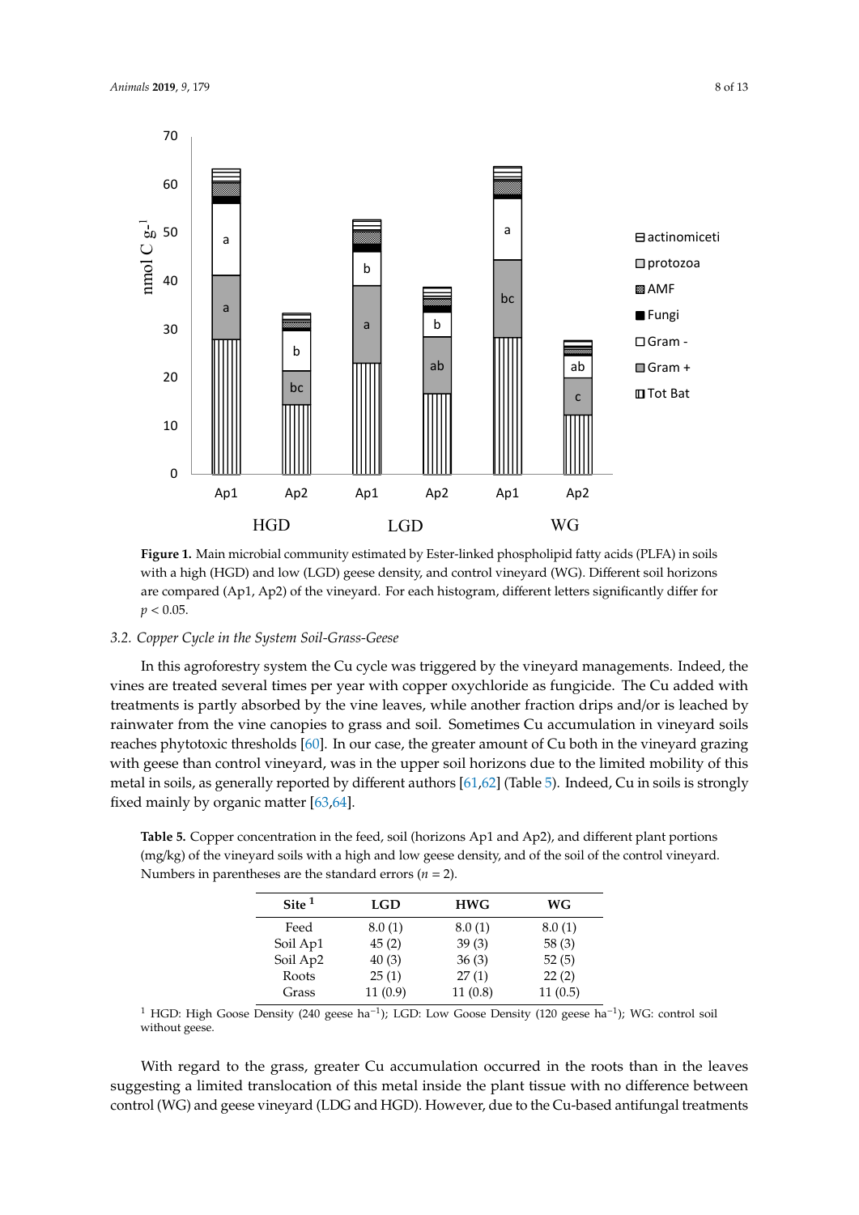**Figure 1.** Main microbial community estimated by Ester-linked phospholipid fatty acids (PLFA) in soils with a high (HGD) and low (LGD) geese density, and control vineyard (WG). Different soil horizons are compared (Ap1, Ap2) of the vineyard. For each histogram, different letters significantly differ for $p < 0.05$.

### 3.2. Copper Cycle in the System Soil-Grass-Geese

In this agroforestry system the Cu cycle was triggered by the vineyard managements. Indeed, the vines are treated several times per year with copper oxychloride as fungicide. The Cu added with treatments is partly absorbed by the vine leaves, while another fraction drips and/or is leached by rainwater from the vine canopies to grass and soil. Sometimes Cu accumulation in vineyard soils reaches phytotoxic thresholds [60]. In our case, the greater amount of Cu both in the vineyard grazing with geese than control vineyard, was in the upper soil horizons due to the limited mobility of this metal in soils, as generally reported by different authors [61,62] (Table 5). Indeed, Cu in soils is strongly fixed mainly by organic matter [63,64].

**Table 5.** Copper concentration in the feed, soil (horizons Ap1 and Ap2), and different plant portions (mg/kg) of the vineyard soils with a high and low geese density, and of the soil of the control vineyard. Numbers in parentheses are the standard errors ($n = 2$).

| Site [1] | LGD | HWG | WG |
|---|---|---|---|
| Feed | 8.0 (1) | 8.0 (1) | 8.0 (1) |
| Soil Ap1 | 45 (2) | 39 (3) | 58 (3) |
| Soil Ap2 | 40 (3) | 36 (3) | 52 (5) |
| Roots | 25 (1) | 27 (1) | 22 (2) |
| Grass | 11 (0.9) | 11 (0.8) | 11 (0.5) |

[1] HGD: High Goose Density (240 geese ha$^{-1}$); LGD: Low Goose Density (120 geese ha$^{-1}$); WG: control soil without geese.

With regard to the grass, greater Cu accumulation occurred in the roots than in the leaves suggesting a limited translocation of this metal inside the plant tissue with no difference between control (WG) and geese vineyard (LDG and HGD). However, due to the Cu-based antifungal treatments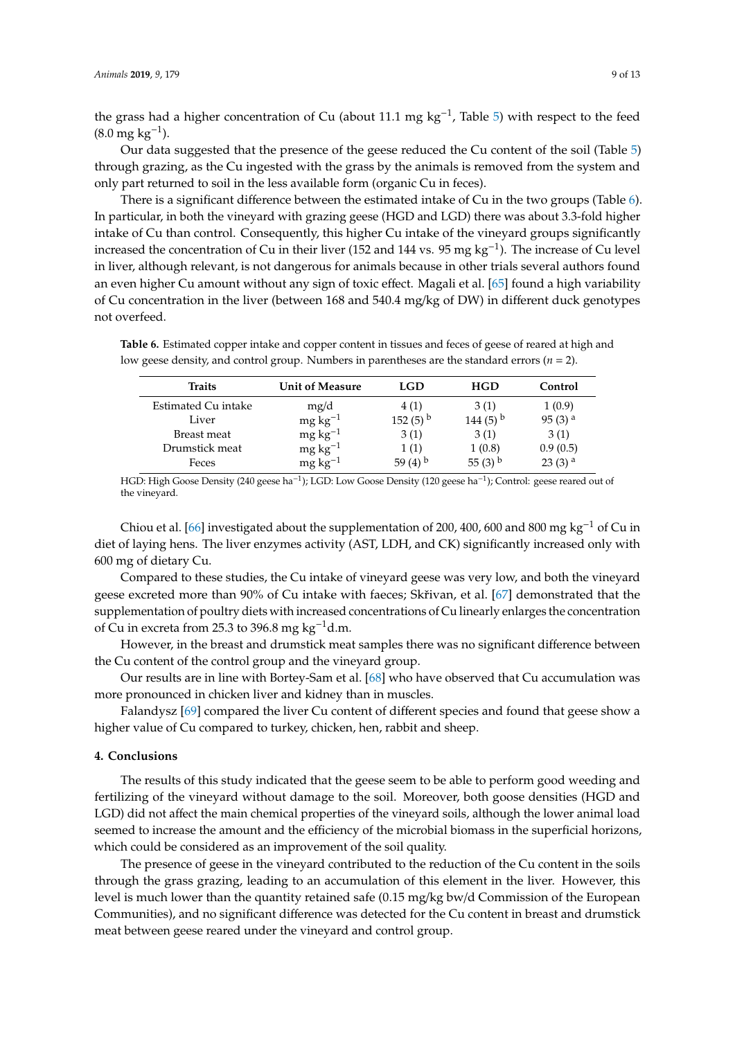the grass had a higher concentration of Cu (about 11.1 mg $kg^{-1}$, Table 5) with respect to the feed (8.0 mg $kg^{-1}$).

Our data suggested that the presence of the geese reduced the Cu content of the soil (Table 5) through grazing, as the Cu ingested with the grass by the animals is removed from the system and only part returned to soil in the less available form (organic Cu in feces).

There is a significant difference between the estimated intake of Cu in the two groups (Table 6). In particular, in both the vineyard with grazing geese (HGD and LGD) there was about 3.3-fold higher intake of Cu than control. Consequently, this higher Cu intake of the vineyard groups significantly increased the concentration of Cu in their liver (152 and 144 vs. 95 mg $kg^{-1}$). The increase of Cu level in liver, although relevant, is not dangerous for animals because in other trials several authors found an even higher Cu amount without any sign of toxic effect. Magali et al. [65] found a high variability of Cu concentration in the liver (between 168 and 540.4 mg/kg of DW) in different duck genotypes not overfeed.

**Table 6.** Estimated copper intake and copper content in tissues and feces of geese of reared at high and low geese density, and control group. Numbers in parentheses are the standard errors ($n$ = 2).

| Traits | Unit of Measure | LGD | HGD | Control |
|---|---|---|---|---|
| Estimated Cu intake | mg/d | 4 (1) | 3 (1) | 1 (0.9) |
| Liver | mg $kg^{-1}$ | 152 (5) $^{b}$ | 144 (5) $^{b}$ | 95 (3) $^{a}$ |
| Breast meat | mg $kg^{-1}$ | 3 (1) | 3 (1) | 3 (1) |
| Drumstick meat | mg $kg^{-1}$ | 1 (1) | 1 (0.8) | 0.9 (0.5) |
| Feces | mg $kg^{-1}$ | 59 (4) $^{b}$ | 55 (3) $^{b}$ | 23 (3) $^{a}$ |

HGD: High Goose Density (240 geese $ha^{-1}$); LGD: Low Goose Density (120 geese $ha^{-1}$); Control: geese reared out of the vineyard.

Chiou et al. [66] investigated about the supplementation of 200, 400, 600 and 800 mg $kg^{-1}$ of Cu in diet of laying hens. The liver enzymes activity (AST, LDH, and CK) significantly increased only with 600 mg of dietary Cu.

Compared to these studies, the Cu intake of vineyard geese was very low, and both the vineyard geese excreted more than 90% of Cu intake with faeces; Skřivan, et al. [67] demonstrated that the supplementation of poultry diets with increased concentrations of Cu linearly enlarges the concentration of Cu in excreta from 25.3 to 396.8 mg $kg^{-1}$d.m.

However, in the breast and drumstick meat samples there was no significant difference between the Cu content of the control group and the vineyard group.

Our results are in line with Bortey-Sam et al. [68] who have observed that Cu accumulation was more pronounced in chicken liver and kidney than in muscles.

Falandysz [69] compared the liver Cu content of different species and found that geese show a higher value of Cu compared to turkey, chicken, hen, rabbit and sheep.

## 4. Conclusions

The results of this study indicated that the geese seem to be able to perform good weeding and fertilizing of the vineyard without damage to the soil. Moreover, both goose densities (HGD and LGD) did not affect the main chemical properties of the vineyard soils, although the lower animal load seemed to increase the amount and the efficiency of the microbial biomass in the superficial horizons, which could be considered as an improvement of the soil quality.

The presence of geese in the vineyard contributed to the reduction of the Cu content in the soils through the grass grazing, leading to an accumulation of this element in the liver. However, this level is much lower than the quantity retained safe (0.15 mg/kg bw/d Commission of the European Communities), and no significant difference was detected for the Cu content in breast and drumstick meat between geese reared under the vineyard and control group.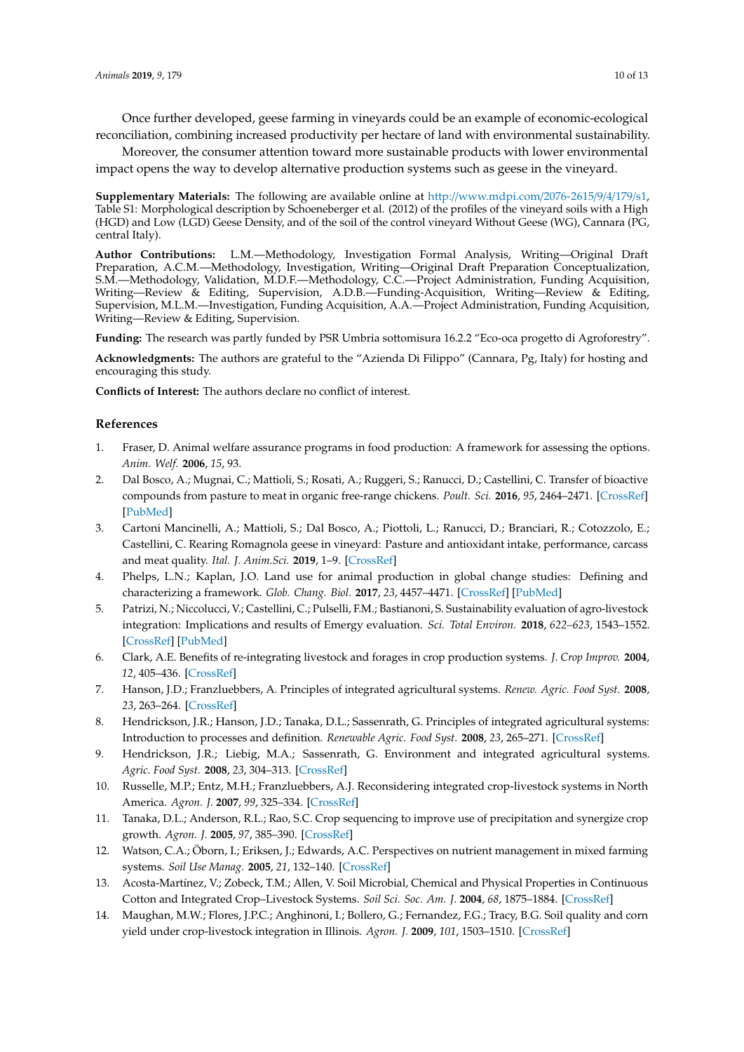Once further developed, geese farming in vineyards could be an example of economic-ecological reconciliation, combining increased productivity per hectare of land with environmental sustainability.

Moreover, the consumer attention toward more sustainable products with lower environmental impact opens the way to develop alternative production systems such as geese in the vineyard.

**Supplementary Materials:** The following are available online at http://www.mdpi.com/2076-2615/9/4/179/s1, Table S1: Morphological description by Schoeneberger et al. (2012) of the profiles of the vineyard soils with a High (HGD) and Low (LGD) Geese Density, and of the soil of the control vineyard Without Geese (WG), Cannara (PG, central Italy).

**Author Contributions:** L.M.—Methodology, Investigation Formal Analysis, Writing—Original Draft Preparation, A.C.M.—Methodology, Investigation, Writing—Original Draft Preparation Conceptualization, S.M.—Methodology, Validation, M.D.F.—Methodology, C.C.—Project Administration, Funding Acquisition, Writing—Review & Editing, Supervision, A.D.B.—Funding-Acquisition, Writing—Review & Editing, Supervision, M.L.M.—Investigation, Funding Acquisition, A.A.—Project Administration, Funding Acquisition, Writing—Review & Editing, Supervision.

**Funding:** The research was partly funded by PSR Umbria sottomisura 16.2.2 "Eco-oca progetto di Agroforestry".

**Acknowledgments:** The authors are grateful to the "Azienda Di Filippo" (Cannara, Pg, Italy) for hosting and encouraging this study.

**Conflicts of Interest:** The authors declare no conflict of interest.

## References

1. Fraser, D. Animal welfare assurance programs in food production: A framework for assessing the options. *Anim. Welf.* **2006**, *15*, 93.
2. Dal Bosco, A.; Mugnai, C.; Mattioli, S.; Rosati, A.; Ruggeri, S.; Ranucci, D.; Castellini, C. Transfer of bioactive compounds from pasture to meat in organic free-range chickens. *Poult. Sci.* **2016**, *95*, 2464–2471. [CrossRef] [PubMed]
3. Cartoni Mancinelli, A.; Mattioli, S.; Dal Bosco, A.; Piottoli, L.; Ranucci, D.; Branciari, R.; Cotozzolo, E.; Castellini, C. Rearing Romagnola geese in vineyard: Pasture and antioxidant intake, performance, carcass and meat quality. *Ital. J. Anim.Sci.* **2019**, 1–9. [CrossRef]
4. Phelps, L.N.; Kaplan, J.O. Land use for animal production in global change studies: Defining and characterizing a framework. *Glob. Chang. Biol.* **2017**, *23*, 4457–4471. [CrossRef] [PubMed]
5. Patrizi, N.; Niccolucci, V.; Castellini, C.; Pulselli, F.M.; Bastianoni, S. Sustainability evaluation of agro-livestock integration: Implications and results of Emergy evaluation. *Sci. Total Environ.* **2018**, *622–623*, 1543–1552. [CrossRef] [PubMed]
6. Clark, A.E. Benefits of re-integrating livestock and forages in crop production systems. *J. Crop Improv.* **2004**, *12*, 405–436. [CrossRef]
7. Hanson, J.D.; Franzluebbers, A. Principles of integrated agricultural systems. *Renew. Agric. Food Syst.* **2008**, *23*, 263–264. [CrossRef]
8. Hendrickson, J.R.; Hanson, J.D.; Tanaka, D.L.; Sassenrath, G. Principles of integrated agricultural systems: Introduction to processes and definition. *Renewable Agric. Food Syst.* **2008**, *23*, 265–271. [CrossRef]
9. Hendrickson, J.R.; Liebig, M.A.; Sassenrath, G. Environment and integrated agricultural systems. *Agric. Food Syst.* **2008**, *23*, 304–313. [CrossRef]
10. Russelle, M.P.; Entz, M.H.; Franzluebbers, A.J. Reconsidering integrated crop-livestock systems in North America. *Agron. J.* **2007**, *99*, 325–334. [CrossRef]
11. Tanaka, D.L.; Anderson, R.L.; Rao, S.C. Crop sequencing to improve use of precipitation and synergize crop growth. *Agron. J.* **2005**, *97*, 385–390. [CrossRef]
12. Watson, C.A.; Öborn, I.; Eriksen, J.; Edwards, A.C. Perspectives on nutrient management in mixed farming systems. *Soil Use Manag.* **2005**, *21*, 132–140. [CrossRef]
13. Acosta-Martínez, V.; Zobeck, T.M.; Allen, V. Soil Microbial, Chemical and Physical Properties in Continuous Cotton and Integrated Crop–Livestock Systems. *Soil Sci. Soc. Am. J.* **2004**, *68*, 1875–1884. [CrossRef]
14. Maughan, M.W.; Flores, J.P.C.; Anghinoni, I.; Bollero, G.; Fernandez, F.G.; Tracy, B.G. Soil quality and corn yield under crop-livestock integration in Illinois. *Agron. J.* **2009**, *101*, 1503–1510. [CrossRef]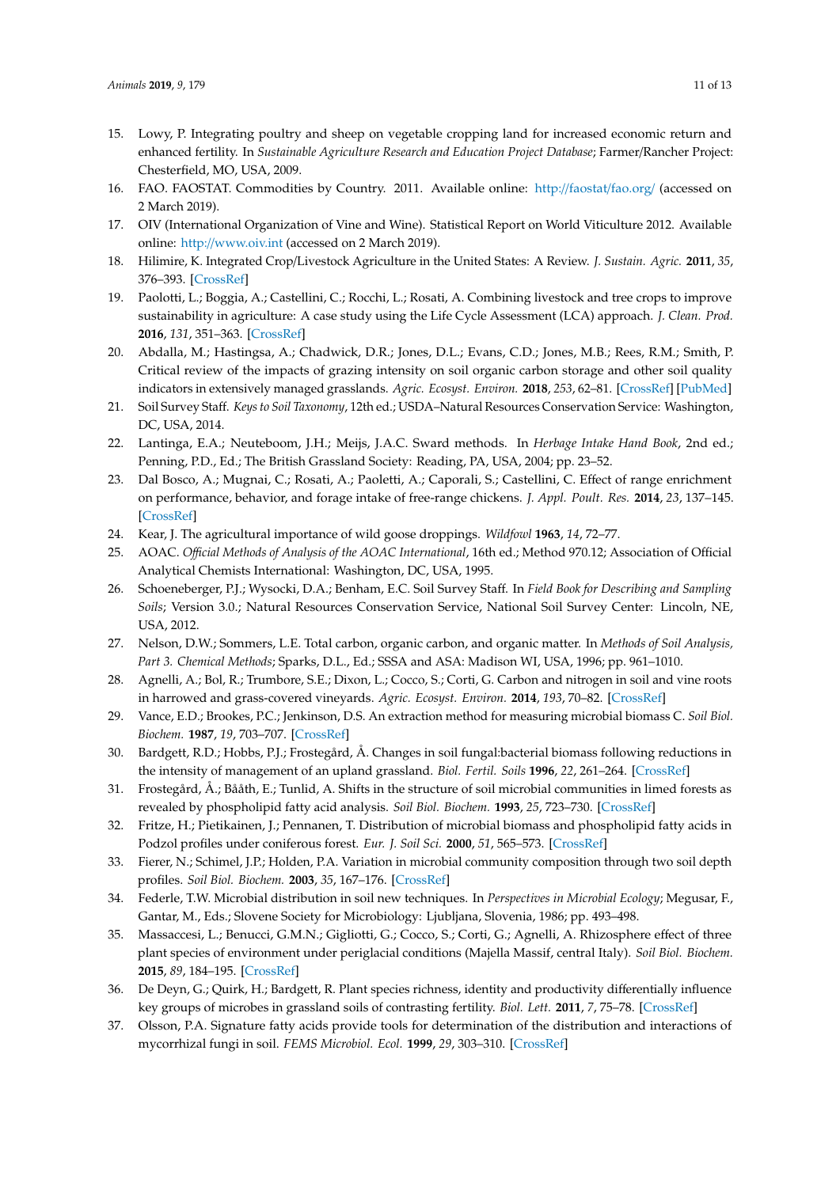15. Lowy, P. Integrating poultry and sheep on vegetable cropping land for increased economic return and enhanced fertility. In *Sustainable Agriculture Research and Education Project Database*; Farmer/Rancher Project: Chesterfield, MO, USA, 2009.
16. FAO. FAOSTAT. Commodities by Country. 2011. Available online: http://faostat/fao.org/ (accessed on 2 March 2019).
17. OIV (International Organization of Vine and Wine). Statistical Report on World Viticulture 2012. Available online: http://www.oiv.int (accessed on 2 March 2019).
18. Hilimire, K. Integrated Crop/Livestock Agriculture in the United States: A Review. *J. Sustain. Agric.* **2011**, *35*, 376–393. [CrossRef]
19. Paolotti, L.; Boggia, A.; Castellini, C.; Rocchi, L.; Rosati, A. Combining livestock and tree crops to improve sustainability in agriculture: A case study using the Life Cycle Assessment (LCA) approach. *J. Clean. Prod.* **2016**, *131*, 351–363. [CrossRef]
20. Abdalla, M.; Hastingsa, A.; Chadwick, D.R.; Jones, D.L.; Evans, C.D.; Jones, M.B.; Rees, R.M.; Smith, P. Critical review of the impacts of grazing intensity on soil organic carbon storage and other soil quality indicators in extensively managed grasslands. *Agric. Ecosyst. Environ.* **2018**, *253*, 62–81. [CrossRef] [PubMed]
21. Soil Survey Staff. *Keys to Soil Taxonomy*, 12th ed.; USDA–Natural Resources Conservation Service: Washington, DC, USA, 2014.
22. Lantinga, E.A.; Neuteboom, J.H.; Meijs, J.A.C. Sward methods. In *Herbage Intake Hand Book*, 2nd ed.; Penning, P.D., Ed.; The British Grassland Society: Reading, PA, USA, 2004; pp. 23–52.
23. Dal Bosco, A.; Mugnai, C.; Rosati, A.; Paoletti, A.; Caporali, S.; Castellini, C. Effect of range enrichment on performance, behavior, and forage intake of free-range chickens. *J. Appl. Poult. Res.* **2014**, *23*, 137–145. [CrossRef]
24. Kear, J. The agricultural importance of wild goose droppings. *Wildfowl* **1963**, *14*, 72–77.
25. AOAC. *Official Methods of Analysis of the AOAC International*, 16th ed.; Method 970.12; Association of Official Analytical Chemists International: Washington, DC, USA, 1995.
26. Schoeneberger, P.J.; Wysocki, D.A.; Benham, E.C. Soil Survey Staff. In *Field Book for Describing and Sampling Soils*; Version 3.0.; Natural Resources Conservation Service, National Soil Survey Center: Lincoln, NE, USA, 2012.
27. Nelson, D.W.; Sommers, L.E. Total carbon, organic carbon, and organic matter. In *Methods of Soil Analysis, Part 3. Chemical Methods*; Sparks, D.L., Ed.; SSSA and ASA: Madison WI, USA, 1996; pp. 961–1010.
28. Agnelli, A.; Bol, R.; Trumbore, S.E.; Dixon, L.; Cocco, S.; Corti, G. Carbon and nitrogen in soil and vine roots in harrowed and grass-covered vineyards. *Agric. Ecosyst. Environ.* **2014**, *193*, 70–82. [CrossRef]
29. Vance, E.D.; Brookes, P.C.; Jenkinson, D.S. An extraction method for measuring microbial biomass C. *Soil Biol. Biochem.* **1987**, *19*, 703–707. [CrossRef]
30. Bardgett, R.D.; Hobbs, P.J.; Frostegård, Å. Changes in soil fungal:bacterial biomass following reductions in the intensity of management of an upland grassland. *Biol. Fertil. Soils* **1996**, *22*, 261–264. [CrossRef]
31. Frostegård, Å.; Bååth, E.; Tunlid, A. Shifts in the structure of soil microbial communities in limed forests as revealed by phospholipid fatty acid analysis. *Soil Biol. Biochem.* **1993**, *25*, 723–730. [CrossRef]
32. Fritze, H.; Pietikainen, J.; Pennanen, T. Distribution of microbial biomass and phospholipid fatty acids in Podzol profiles under coniferous forest. *Eur. J. Soil Sci.* **2000**, *51*, 565–573. [CrossRef]
33. Fierer, N.; Schimel, J.P.; Holden, P.A. Variation in microbial community composition through two soil depth profiles. *Soil Biol. Biochem.* **2003**, *35*, 167–176. [CrossRef]
34. Federle, T.W. Microbial distribution in soil new techniques. In *Perspectives in Microbial Ecology*; Megusar, F., Gantar, M., Eds.; Slovene Society for Microbiology: Ljubljana, Slovenia, 1986; pp. 493–498.
35. Massaccesi, L.; Benucci, G.M.N.; Gigliotti, G.; Cocco, S.; Corti, G.; Agnelli, A. Rhizosphere effect of three plant species of environment under periglacial conditions (Majella Massif, central Italy). *Soil Biol. Biochem.* **2015**, *89*, 184–195. [CrossRef]
36. De Deyn, G.; Quirk, H.; Bardgett, R. Plant species richness, identity and productivity differentially influence key groups of microbes in grassland soils of contrasting fertility. *Biol. Lett.* **2011**, *7*, 75–78. [CrossRef]
37. Olsson, P.A. Signature fatty acids provide tools for determination of the distribution and interactions of mycorrhizal fungi in soil. *FEMS Microbiol. Ecol.* **1999**, *29*, 303–310. [CrossRef]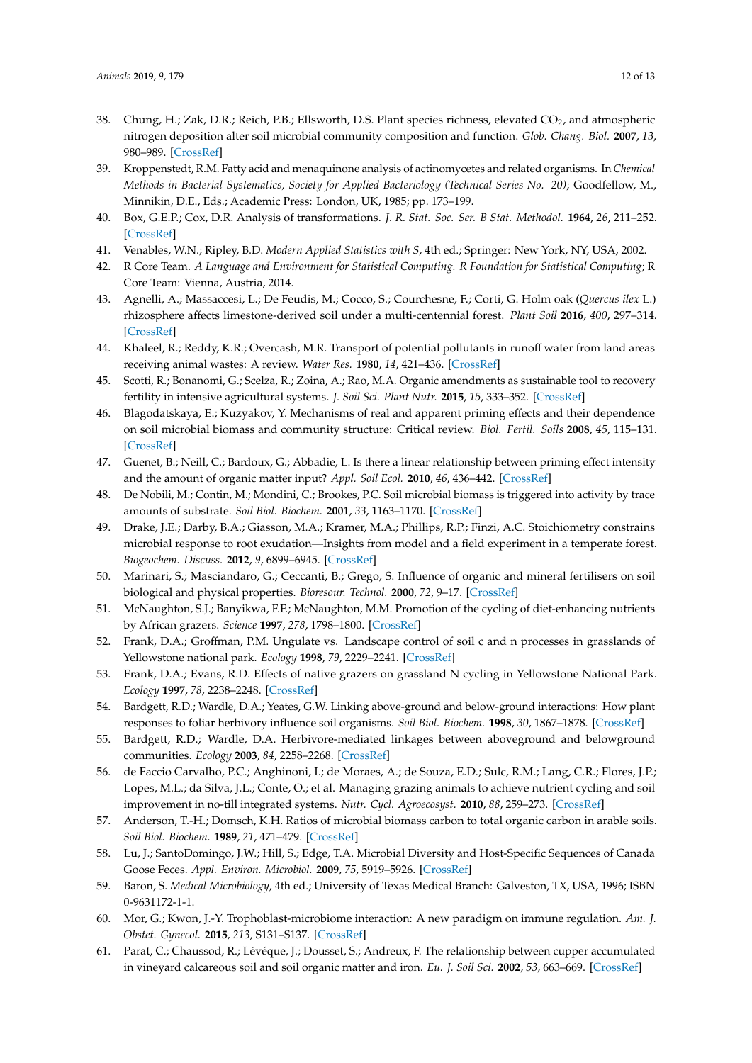38. Chung, H.; Zak, D.R.; Reich, P.B.; Ellsworth, D.S. Plant species richness, elevated $CO_2$, and atmospheric nitrogen deposition alter soil microbial community composition and function. *Glob. Chang. Biol.* **2007**, *13*, 980–989. [CrossRef]
39. Kroppenstedt, R.M. Fatty acid and menaquinone analysis of actinomycetes and related organisms. In *Chemical Methods in Bacterial Systematics, Society for Applied Bacteriology (Technical Series No. 20)*; Goodfellow, M., Minnikin, D.E., Eds.; Academic Press: London, UK, 1985; pp. 173–199.
40. Box, G.E.P.; Cox, D.R. Analysis of transformations. *J. R. Stat. Soc. Ser. B Stat. Methodol.* **1964**, *26*, 211–252. [CrossRef]
41. Venables, W.N.; Ripley, B.D. *Modern Applied Statistics with S*, 4th ed.; Springer: New York, NY, USA, 2002.
42. R Core Team. *A Language and Environment for Statistical Computing. R Foundation for Statistical Computing*; R Core Team: Vienna, Austria, 2014.
43. Agnelli, A.; Massaccesi, L.; De Feudis, M.; Cocco, S.; Courchesne, F.; Corti, G. Holm oak (*Quercus ilex* L.) rhizosphere affects limestone-derived soil under a multi-centennial forest. *Plant Soil* **2016**, *400*, 297–314. [CrossRef]
44. Khaleel, R.; Reddy, K.R.; Overcash, M.R. Transport of potential pollutants in runoff water from land areas receiving animal wastes: A review. *Water Res.* **1980**, *14*, 421–436. [CrossRef]
45. Scotti, R.; Bonanomi, G.; Scelza, R.; Zoina, A.; Rao, M.A. Organic amendments as sustainable tool to recovery fertility in intensive agricultural systems. *J. Soil Sci. Plant Nutr.* **2015**, *15*, 333–352. [CrossRef]
46. Blagodatskaya, E.; Kuzyakov, Y. Mechanisms of real and apparent priming effects and their dependence on soil microbial biomass and community structure: Critical review. *Biol. Fertil. Soils* **2008**, *45*, 115–131. [CrossRef]
47. Guenet, B.; Neill, C.; Bardoux, G.; Abbadie, L. Is there a linear relationship between priming effect intensity and the amount of organic matter input? *Appl. Soil Ecol.* **2010**, *46*, 436–442. [CrossRef]
48. De Nobili, M.; Contin, M.; Mondini, C.; Brookes, P.C. Soil microbial biomass is triggered into activity by trace amounts of substrate. *Soil Biol. Biochem.* **2001**, *33*, 1163–1170. [CrossRef]
49. Drake, J.E.; Darby, B.A.; Giasson, M.A.; Kramer, M.A.; Phillips, R.P.; Finzi, A.C. Stoichiometry constrains microbial response to root exudation—Insights from model and a field experiment in a temperate forest. *Biogeochem. Discuss.* **2012**, *9*, 6899–6945. [CrossRef]
50. Marinari, S.; Masciandaro, G.; Ceccanti, B.; Grego, S. Influence of organic and mineral fertilisers on soil biological and physical properties. *Bioresour. Technol.* **2000**, *72*, 9–17. [CrossRef]
51. McNaughton, S.J.; Banyikwa, F.F.; McNaughton, M.M. Promotion of the cycling of diet-enhancing nutrients by African grazers. *Science* **1997**, *278*, 1798–1800. [CrossRef]
52. Frank, D.A.; Groffman, P.M. Ungulate vs. Landscape control of soil c and n processes in grasslands of Yellowstone national park. *Ecology* **1998**, *79*, 2229–2241. [CrossRef]
53. Frank, D.A.; Evans, R.D. Effects of native grazers on grassland N cycling in Yellowstone National Park. *Ecology* **1997**, *78*, 2238–2248. [CrossRef]
54. Bardgett, R.D.; Wardle, D.A.; Yeates, G.W. Linking above-ground and below-ground interactions: How plant responses to foliar herbivory influence soil organisms. *Soil Biol. Biochem.* **1998**, *30*, 1867–1878. [CrossRef]
55. Bardgett, R.D.; Wardle, D.A. Herbivore-mediated linkages between aboveground and belowground communities. *Ecology* **2003**, *84*, 2258–2268. [CrossRef]
56. de Faccio Carvalho, P.C.; Anghinoni, I.; de Moraes, A.; de Souza, E.D.; Sulc, R.M.; Lang, C.R.; Flores, J.P.; Lopes, M.L.; da Silva, J.L.; Conte, O.; et al. Managing grazing animals to achieve nutrient cycling and soil improvement in no-till integrated systems. *Nutr. Cycl. Agroecosyst.* **2010**, *88*, 259–273. [CrossRef]
57. Anderson, T.-H.; Domsch, K.H. Ratios of microbial biomass carbon to total organic carbon in arable soils. *Soil Biol. Biochem.* **1989**, *21*, 471–479. [CrossRef]
58. Lu, J.; SantoDomingo, J.W.; Hill, S.; Edge, T.A. Microbial Diversity and Host-Specific Sequences of Canada Goose Feces. *Appl. Environ. Microbiol.* **2009**, *75*, 5919–5926. [CrossRef]
59. Baron, S. *Medical Microbiology*, 4th ed.; University of Texas Medical Branch: Galveston, TX, USA, 1996; ISBN 0-9631172-1-1.
60. Mor, G.; Kwon, J.-Y. Trophoblast-microbiome interaction: A new paradigm on immune regulation. *Am. J. Obstet. Gynecol.* **2015**, *213*, S131–S137. [CrossRef]
61. Parat, C.; Chaussod, R.; Lévéque, J.; Dousset, S.; Andreux, F. The relationship between cupper accumulated in vineyard calcareous soil and soil organic matter and iron. *Eu. J. Soil Sci.* **2002**, *53*, 663–669. [CrossRef]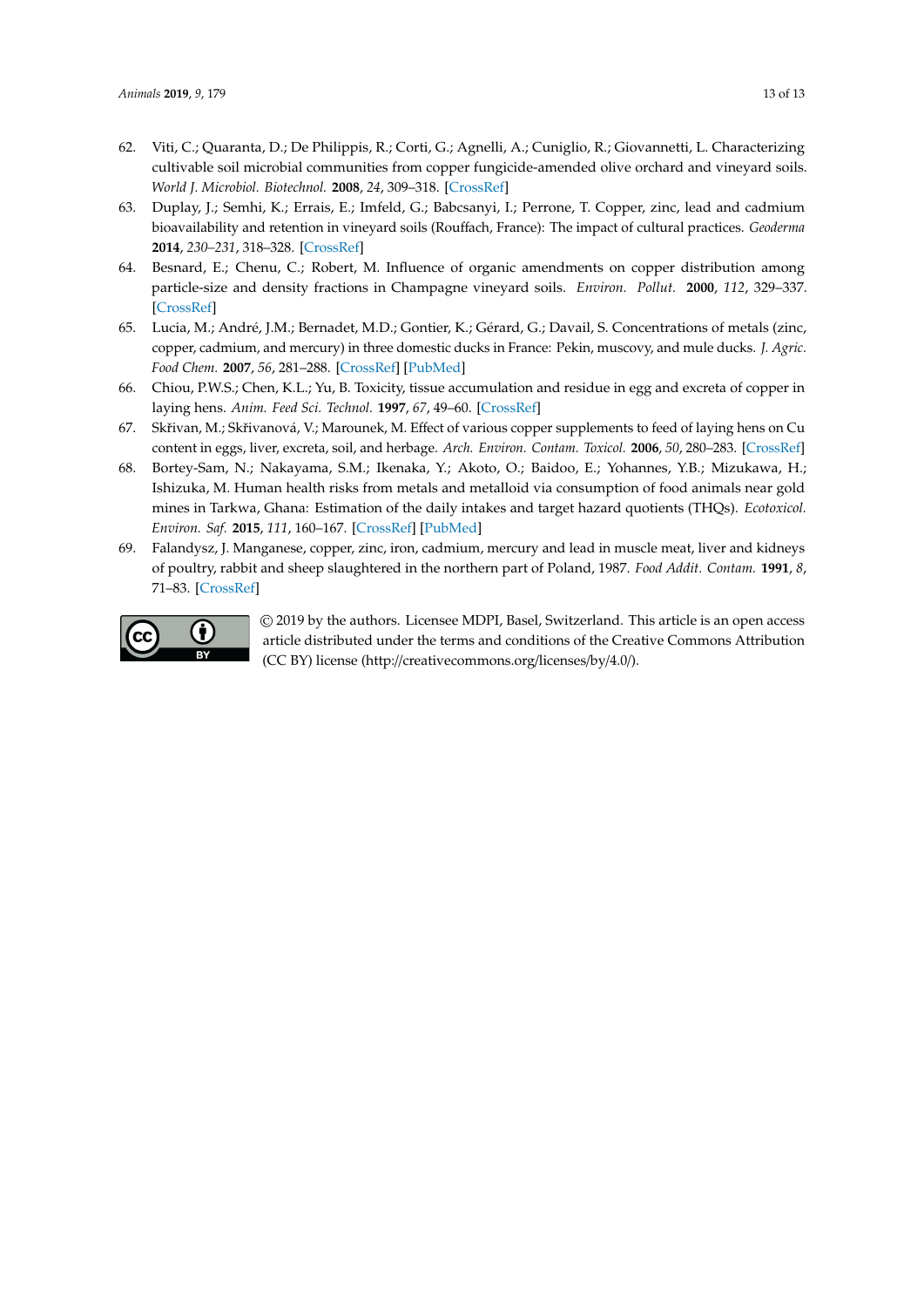62. Viti, C.; Quaranta, D.; De Philippis, R.; Corti, G.; Agnelli, A.; Cuniglio, R.; Giovannetti, L. Characterizing cultivable soil microbial communities from copper fungicide-amended olive orchard and vineyard soils. *World J. Microbiol. Biotechnol.* **2008**, *24*, 309–318. [CrossRef]
63. Duplay, J.; Semhi, K.; Errais, E.; Imfeld, G.; Babcsanyi, I.; Perrone, T. Copper, zinc, lead and cadmium bioavailability and retention in vineyard soils (Rouffach, France): The impact of cultural practices. *Geoderma* **2014**, *230–231*, 318–328. [CrossRef]
64. Besnard, E.; Chenu, C.; Robert, M. Influence of organic amendments on copper distribution among particle-size and density fractions in Champagne vineyard soils. *Environ. Pollut.* **2000**, *112*, 329–337. [CrossRef]
65. Lucia, M.; André, J.M.; Bernadet, M.D.; Gontier, K.; Gérard, G.; Davail, S. Concentrations of metals (zinc, copper, cadmium, and mercury) in three domestic ducks in France: Pekin, muscovy, and mule ducks. *J. Agric. Food Chem.* **2007**, *56*, 281–288. [CrossRef] [PubMed]
66. Chiou, P.W.S.; Chen, K.L.; Yu, B. Toxicity, tissue accumulation and residue in egg and excreta of copper in laying hens. *Anim. Feed Sci. Technol.* **1997**, *67*, 49–60. [CrossRef]
67. Skřivan, M.; Skřivanová, V.; Marounek, M. Effect of various copper supplements to feed of laying hens on Cu content in eggs, liver, excreta, soil, and herbage. *Arch. Environ. Contam. Toxicol.* **2006**, *50*, 280–283. [CrossRef]
68. Bortey-Sam, N.; Nakayama, S.M.; Ikenaka, Y.; Akoto, O.; Baidoo, E.; Yohannes, Y.B.; Mizukawa, H.; Ishizuka, M. Human health risks from metals and metalloid via consumption of food animals near gold mines in Tarkwa, Ghana: Estimation of the daily intakes and target hazard quotients (THQs). *Ecotoxicol. Environ. Saf.* **2015**, *111*, 160–167. [CrossRef] [PubMed]
69. Falandysz, J. Manganese, copper, zinc, iron, cadmium, mercury and lead in muscle meat, liver and kidneys of poultry, rabbit and sheep slaughtered in the northern part of Poland, 1987. *Food Addit. Contam.* **1991**, *8*, 71–83. [CrossRef]

© 2019 by the authors. Licensee MDPI, Basel, Switzerland. This article is an open access article distributed under the terms and conditions of the Creative Commons Attribution (CC BY) license (http://creativecommons.org/licenses/by/4.0/).